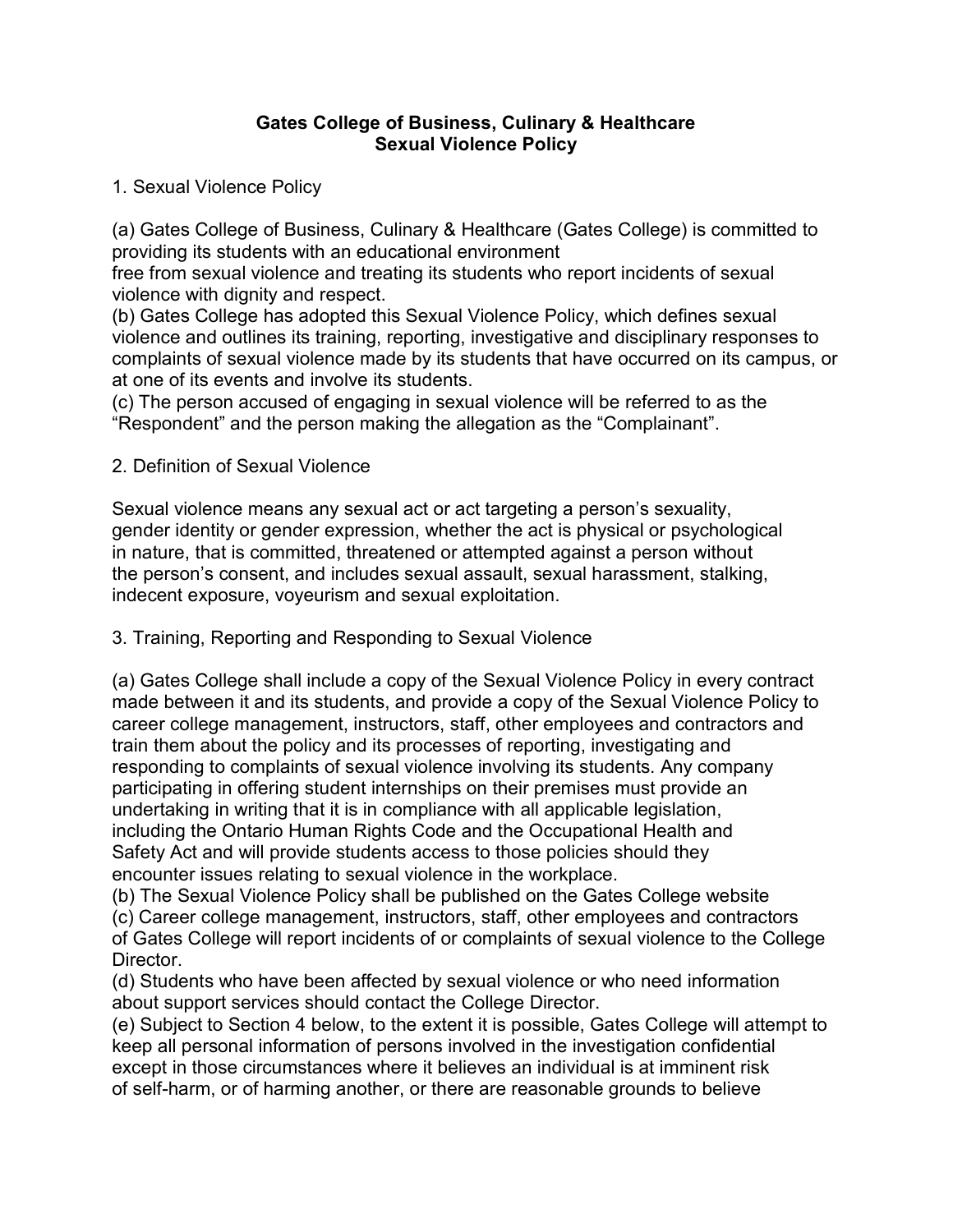**Gates College of Business, Culinary & Healthcare**
**Sexual Violence Policy**

1. Sexual Violence Policy

(a) Gates College of Business, Culinary & Healthcare (Gates College) is committed to providing its students with an educational environment free from sexual violence and treating its students who report incidents of sexual violence with dignity and respect.
(b) Gates College has adopted this Sexual Violence Policy, which defines sexual violence and outlines its training, reporting, investigative and disciplinary responses to complaints of sexual violence made by its students that have occurred on its campus, or at one of its events and involve its students.
(c) The person accused of engaging in sexual violence will be referred to as the "Respondent" and the person making the allegation as the "Complainant".

2. Definition of Sexual Violence

Sexual violence means any sexual act or act targeting a person's sexuality, gender identity or gender expression, whether the act is physical or psychological in nature, that is committed, threatened or attempted against a person without the person's consent, and includes sexual assault, sexual harassment, stalking, indecent exposure, voyeurism and sexual exploitation.

3. Training, Reporting and Responding to Sexual Violence

(a) Gates College shall include a copy of the Sexual Violence Policy in every contract made between it and its students, and provide a copy of the Sexual Violence Policy to career college management, instructors, staff, other employees and contractors and train them about the policy and its processes of reporting, investigating and responding to complaints of sexual violence involving its students. Any company participating in offering student internships on their premises must provide an undertaking in writing that it is in compliance with all applicable legislation, including the Ontario Human Rights Code and the Occupational Health and Safety Act and will provide students access to those policies should they encounter issues relating to sexual violence in the workplace.
(b) The Sexual Violence Policy shall be published on the Gates College website
(c) Career college management, instructors, staff, other employees and contractors of Gates College will report incidents of or complaints of sexual violence to the College Director.
(d) Students who have been affected by sexual violence or who need information about support services should contact the College Director.
(e) Subject to Section 4 below, to the extent it is possible, Gates College will attempt to keep all personal information of persons involved in the investigation confidential except in those circumstances where it believes an individual is at imminent risk of self-harm, or of harming another, or there are reasonable grounds to believe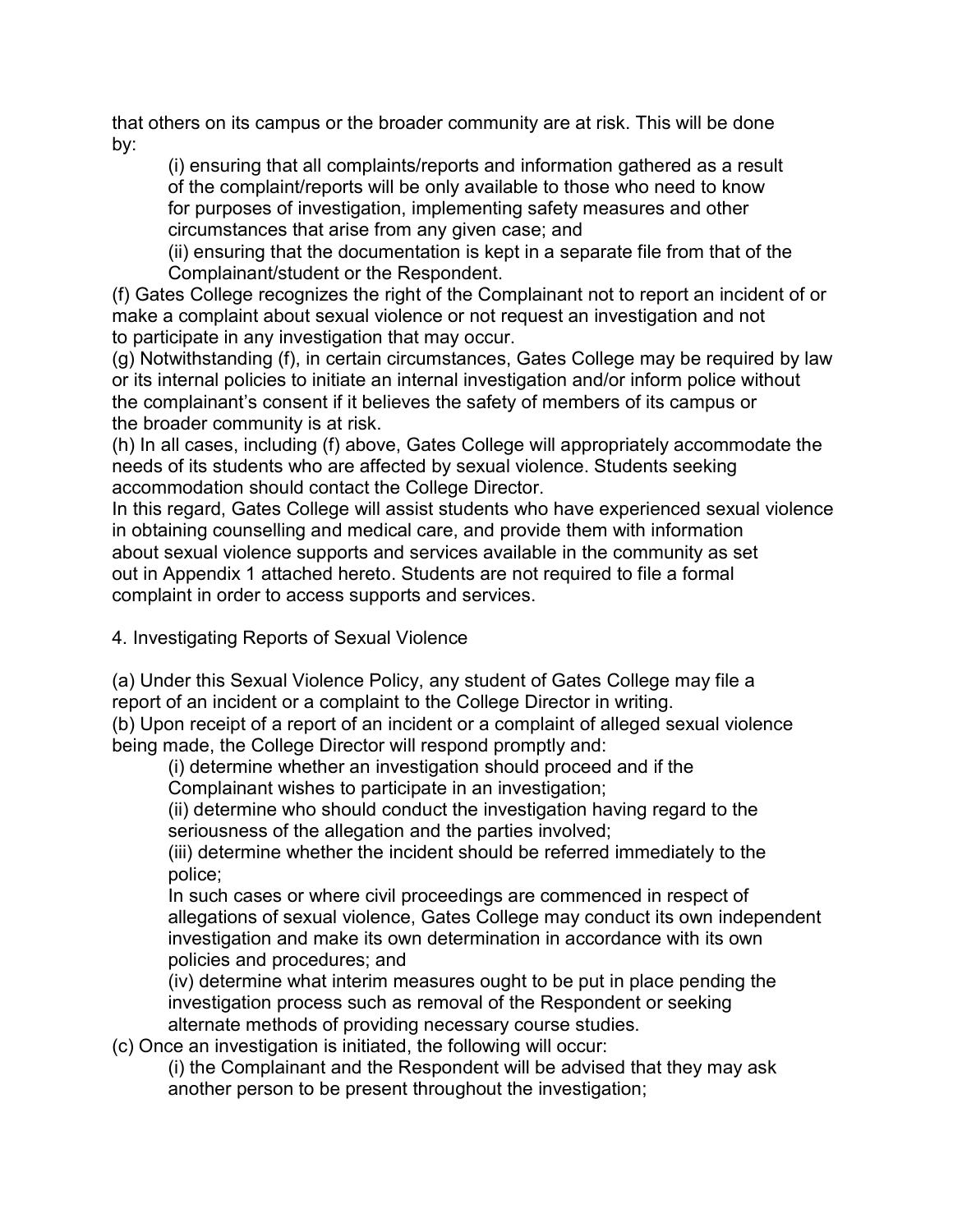that others on its campus or the broader community are at risk. This will be done by:

(i) ensuring that all complaints/reports and information gathered as a result of the complaint/reports will be only available to those who need to know for purposes of investigation, implementing safety measures and other circumstances that arise from any given case; and

(ii) ensuring that the documentation is kept in a separate file from that of the Complainant/student or the Respondent.

(f) Gates College recognizes the right of the Complainant not to report an incident of or make a complaint about sexual violence or not request an investigation and not to participate in any investigation that may occur.

(g) Notwithstanding (f), in certain circumstances, Gates College may be required by law or its internal policies to initiate an internal investigation and/or inform police without the complainant's consent if it believes the safety of members of its campus or the broader community is at risk.

(h) In all cases, including (f) above, Gates College will appropriately accommodate the needs of its students who are affected by sexual violence. Students seeking accommodation should contact the College Director.

In this regard, Gates College will assist students who have experienced sexual violence in obtaining counselling and medical care, and provide them with information about sexual violence supports and services available in the community as set out in Appendix 1 attached hereto. Students are not required to file a formal complaint in order to access supports and services.

4. Investigating Reports of Sexual Violence

(a) Under this Sexual Violence Policy, any student of Gates College may file a report of an incident or a complaint to the College Director in writing.

(b) Upon receipt of a report of an incident or a complaint of alleged sexual violence being made, the College Director will respond promptly and:

(i) determine whether an investigation should proceed and if the Complainant wishes to participate in an investigation;

(ii) determine who should conduct the investigation having regard to the seriousness of the allegation and the parties involved;

(iii) determine whether the incident should be referred immediately to the police;

In such cases or where civil proceedings are commenced in respect of allegations of sexual violence, Gates College may conduct its own independent investigation and make its own determination in accordance with its own policies and procedures; and

(iv) determine what interim measures ought to be put in place pending the investigation process such as removal of the Respondent or seeking alternate methods of providing necessary course studies.

(c) Once an investigation is initiated, the following will occur:

(i) the Complainant and the Respondent will be advised that they may ask another person to be present throughout the investigation;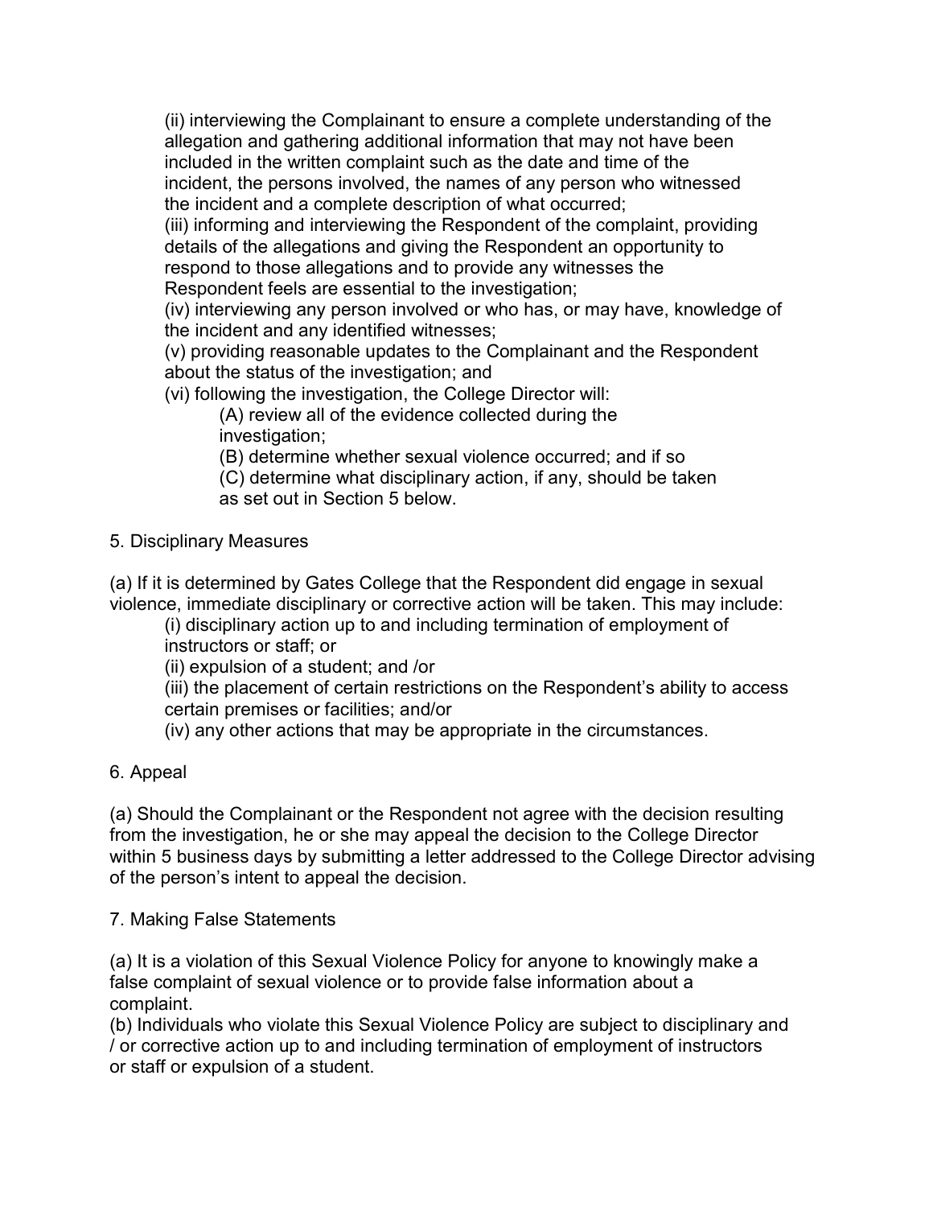(ii) interviewing the Complainant to ensure a complete understanding of the allegation and gathering additional information that may not have been included in the written complaint such as the date and time of the incident, the persons involved, the names of any person who witnessed the incident and a complete description of what occurred;

(iii) informing and interviewing the Respondent of the complaint, providing details of the allegations and giving the Respondent an opportunity to respond to those allegations and to provide any witnesses the Respondent feels are essential to the investigation;

(iv) interviewing any person involved or who has, or may have, knowledge of the incident and any identified witnesses;

(v) providing reasonable updates to the Complainant and the Respondent about the status of the investigation; and

(vi) following the investigation, the College Director will:

- (A) review all of the evidence collected during the investigation;
- (B) determine whether sexual violence occurred; and if so
- (C) determine what disciplinary action, if any, should be taken as set out in Section 5 below.

## 5. Disciplinary Measures

(a) If it is determined by Gates College that the Respondent did engage in sexual violence, immediate disciplinary or corrective action will be taken. This may include:

- (i) disciplinary action up to and including termination of employment of instructors or staff; or
- (ii) expulsion of a student; and /or
- (iii) the placement of certain restrictions on the Respondent's ability to access certain premises or facilities; and/or
- (iv) any other actions that may be appropriate in the circumstances.

## 6. Appeal

(a) Should the Complainant or the Respondent not agree with the decision resulting from the investigation, he or she may appeal the decision to the College Director within 5 business days by submitting a letter addressed to the College Director advising of the person's intent to appeal the decision.

## 7. Making False Statements

(a) It is a violation of this Sexual Violence Policy for anyone to knowingly make a false complaint of sexual violence or to provide false information about a complaint.

(b) Individuals who violate this Sexual Violence Policy are subject to disciplinary and / or corrective action up to and including termination of employment of instructors or staff or expulsion of a student.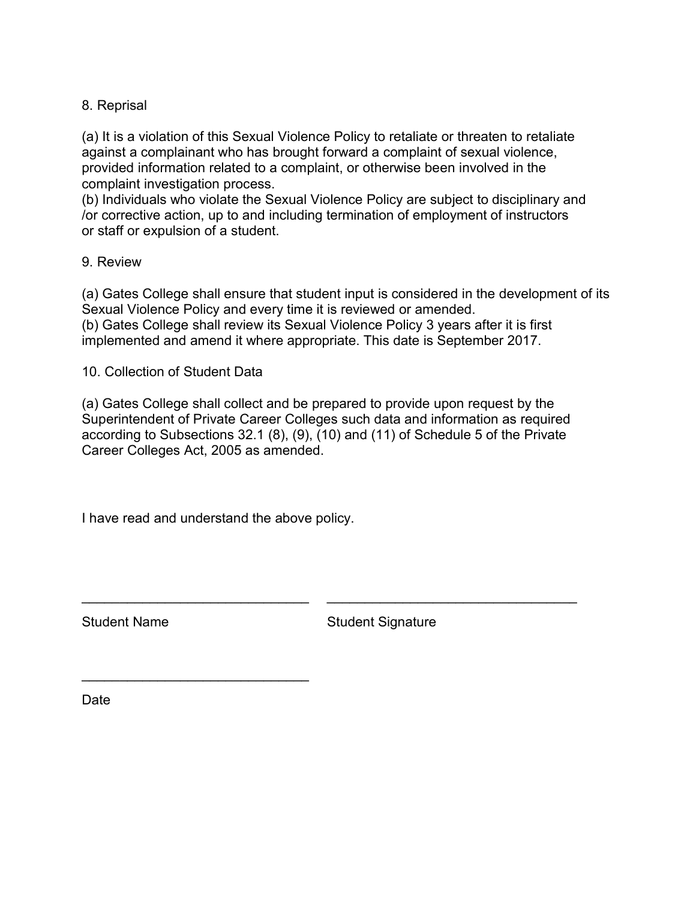## 8. Reprisal

(a) It is a violation of this Sexual Violence Policy to retaliate or threaten to retaliate against a complainant who has brought forward a complaint of sexual violence, provided information related to a complaint, or otherwise been involved in the complaint investigation process.
(b) Individuals who violate the Sexual Violence Policy are subject to disciplinary and /or corrective action, up to and including termination of employment of instructors or staff or expulsion of a student.

## 9. Review

(a) Gates College shall ensure that student input is considered in the development of its Sexual Violence Policy and every time it is reviewed or amended.
(b) Gates College shall review its Sexual Violence Policy 3 years after it is first implemented and amend it where appropriate. This date is September 2017.

## 10. Collection of Student Data

(a) Gates College shall collect and be prepared to provide upon request by the Superintendent of Private Career Colleges such data and information as required according to Subsections 32.1 (8), (9), (10) and (11) of Schedule 5 of the Private Career Colleges Act, 2005 as amended.

I have read and understand the above policy.

______________________________ ______________________________

Student Name Student Signature

______________________________

Date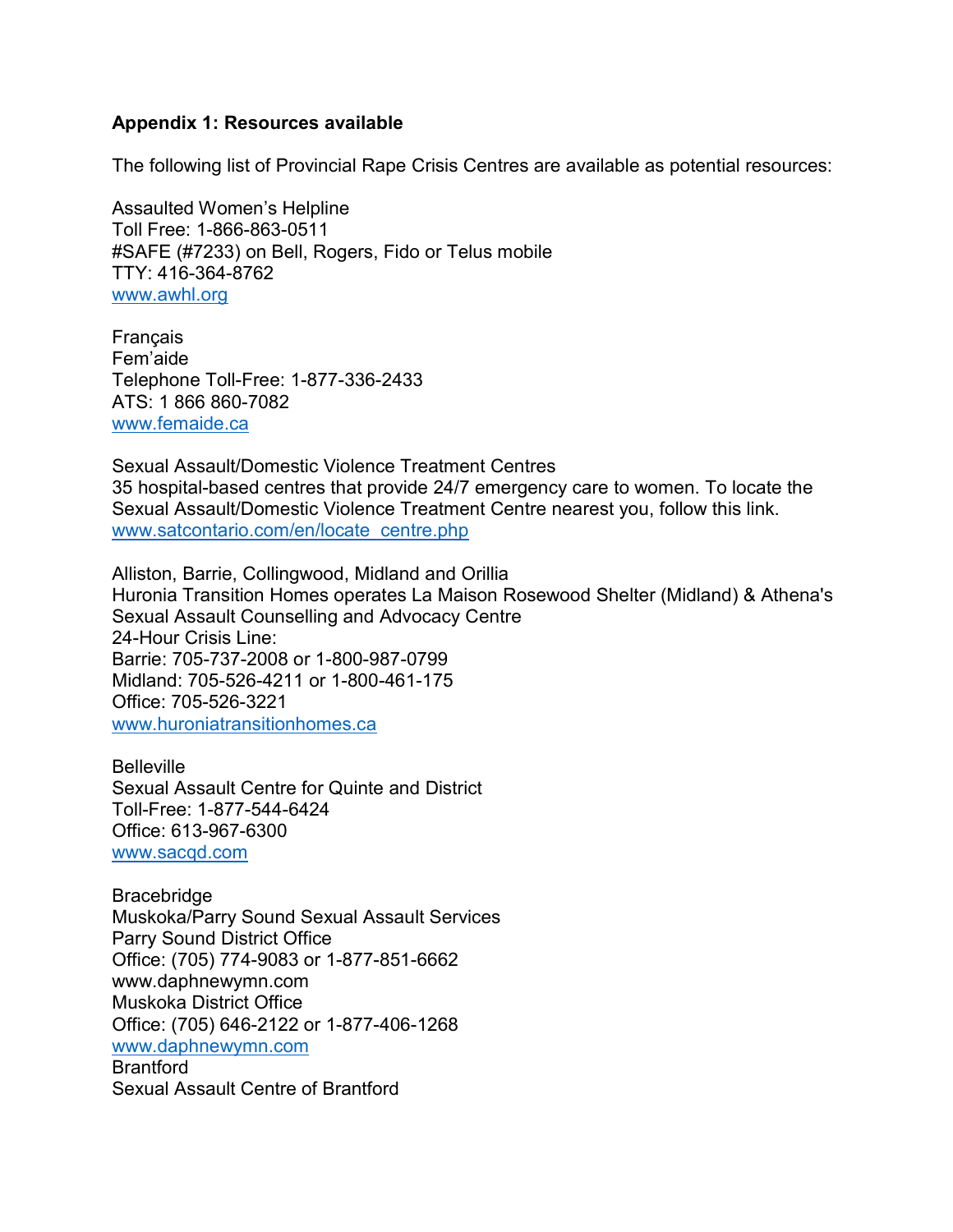**Appendix 1: Resources available**

The following list of Provincial Rape Crisis Centres are available as potential resources:

Assaulted Women's Helpline
Toll Free: 1-866-863-0511
#SAFE (#7233) on Bell, Rogers, Fido or Telus mobile
TTY: 416-364-8762
[www.awhl.org](http://www.awhl.org)

Français
Fem'aide
Telephone Toll-Free: 1-877-336-2433
ATS: 1 866 860-7082
[www.femaide.ca](http://www.femaide.ca)

Sexual Assault/Domestic Violence Treatment Centres
35 hospital-based centres that provide 24/7 emergency care to women. To locate the Sexual Assault/Domestic Violence Treatment Centre nearest you, follow this link.
[www.satcontario.com/en/locate_centre.php](http://www.satcontario.com/en/locate_centre.php)

Alliston, Barrie, Collingwood, Midland and Orillia
Huronia Transition Homes operates La Maison Rosewood Shelter (Midland) & Athena's Sexual Assault Counselling and Advocacy Centre
24-Hour Crisis Line:
Barrie: 705-737-2008 or 1-800-987-0799
Midland: 705-526-4211 or 1-800-461-175
Office: 705-526-3221
[www.huroniatransitionhomes.ca](http://www.huroniatransitionhomes.ca)

Belleville
Sexual Assault Centre for Quinte and District
Toll-Free: 1-877-544-6424
Office: 613-967-6300
[www.sacqd.com](http://www.sacqd.com)

Bracebridge
Muskoka/Parry Sound Sexual Assault Services
Parry Sound District Office
Office: (705) 774-9083 or 1-877-851-6662
www.daphnewymn.com
Muskoka District Office
Office: (705) 646-2122 or 1-877-406-1268
[www.daphnewymn.com](http://www.daphnewymn.com)
Brantford
Sexual Assault Centre of Brantford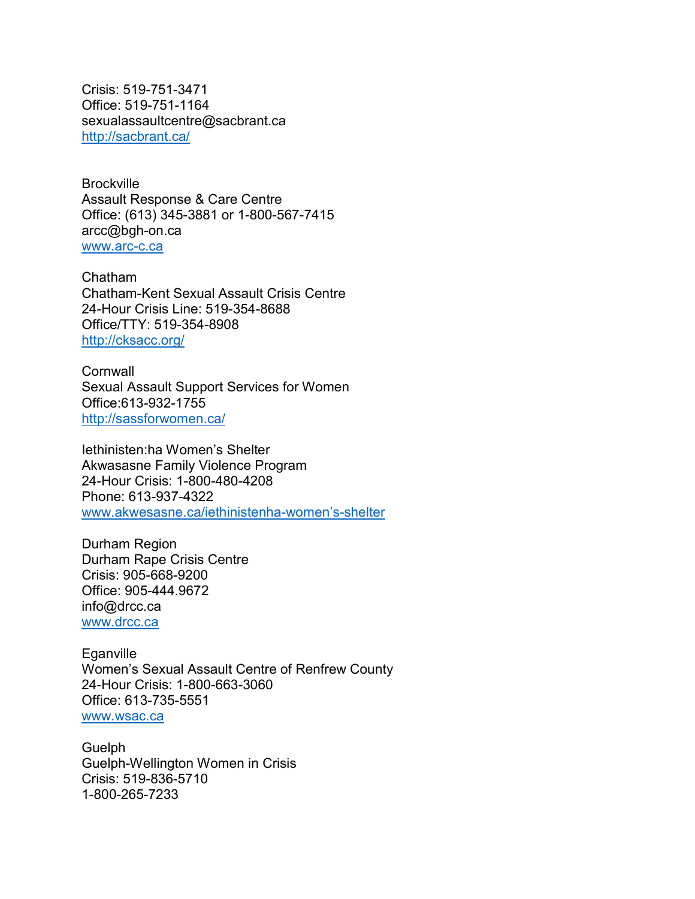Crisis: 519-751-3471
Office: 519-751-1164
sexualassaultcentre@sacbrant.ca
http://sacbrant.ca/

Brockville
Assault Response & Care Centre
Office: (613) 345-3881 or 1-800-567-7415
arcc@bgh-on.ca
www.arc-c.ca

Chatham
Chatham-Kent Sexual Assault Crisis Centre
24-Hour Crisis Line: 519-354-8688
Office/TTY: 519-354-8908
http://cksacc.org/

Cornwall
Sexual Assault Support Services for Women
Office:613-932-1755
http://sassforwomen.ca/

Iethinisten:ha Women's Shelter
Akwasasne Family Violence Program
24-Hour Crisis: 1-800-480-4208
Phone: 613-937-4322
www.akwesasne.ca/iethinistenha-women's-shelter

Durham Region
Durham Rape Crisis Centre
Crisis: 905-668-9200
Office: 905-444.9672
info@drcc.ca
www.drcc.ca

Eganville
Women's Sexual Assault Centre of Renfrew County
24-Hour Crisis: 1-800-663-3060
Office: 613-735-5551
www.wsac.ca

Guelph
Guelph-Wellington Women in Crisis
Crisis: 519-836-5710
1-800-265-7233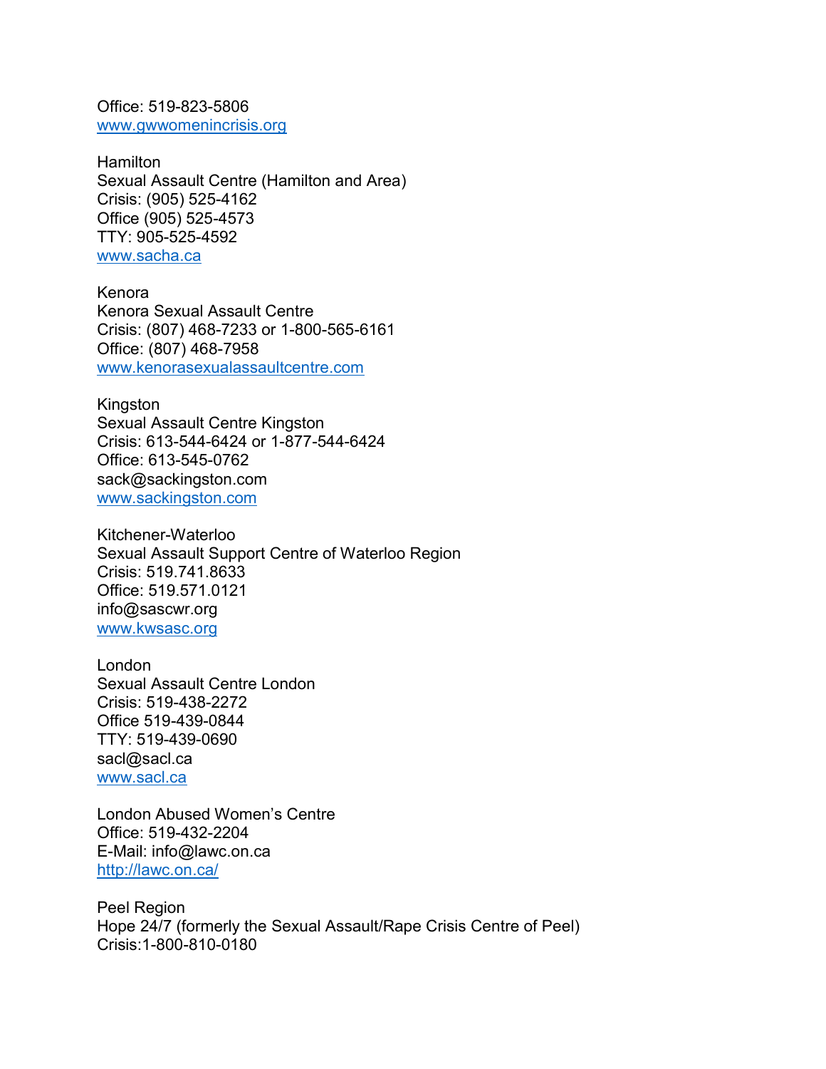Office: 519-823-5806
www.gwwomenincrisis.org

Hamilton
Sexual Assault Centre (Hamilton and Area)
Crisis: (905) 525-4162
Office (905) 525-4573
TTY: 905-525-4592
www.sacha.ca

Kenora
Kenora Sexual Assault Centre
Crisis: (807) 468-7233 or 1-800-565-6161
Office: (807) 468-7958
www.kenorasexualassaultcentre.com

Kingston
Sexual Assault Centre Kingston
Crisis: 613-544-6424 or 1-877-544-6424
Office: 613-545-0762
sack@sackingston.com
www.sackingston.com

Kitchener-Waterloo
Sexual Assault Support Centre of Waterloo Region
Crisis: 519.741.8633
Office: 519.571.0121
info@sascwr.org
www.kwsasc.org

London
Sexual Assault Centre London
Crisis: 519-438-2272
Office 519-439-0844
TTY: 519-439-0690
sacl@sacl.ca
www.sacl.ca

London Abused Women's Centre
Office: 519-432-2204
E-Mail: info@lawc.on.ca
http://lawc.on.ca/

Peel Region
Hope 24/7 (formerly the Sexual Assault/Rape Crisis Centre of Peel)
Crisis:1-800-810-0180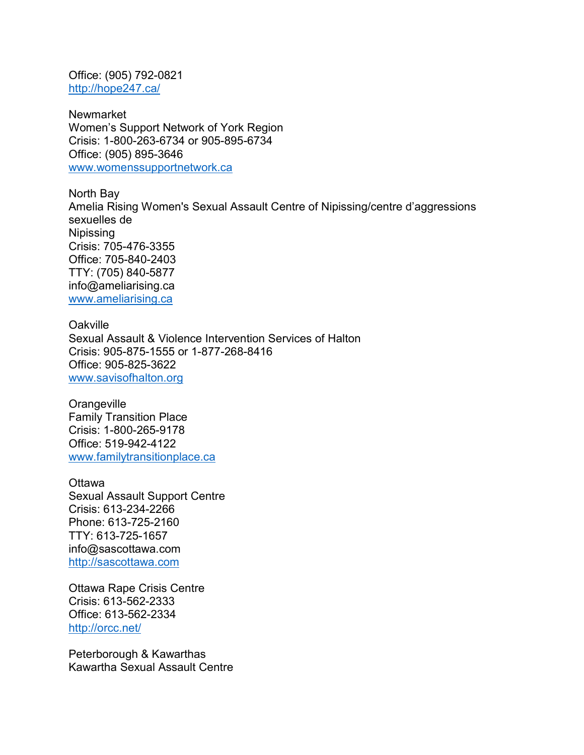Office: (905) 792-0821
http://hope247.ca/

Newmarket
Women's Support Network of York Region
Crisis: 1-800-263-6734 or 905-895-6734
Office: (905) 895-3646
www.womenssupportnetwork.ca

North Bay
Amelia Rising Women's Sexual Assault Centre of Nipissing/centre d'aggressions sexuelles de
Nipissing
Crisis: 705-476-3355
Office: 705-840-2403
TTY: (705) 840-5877
info@ameliarising.ca
www.ameliarising.ca

Oakville
Sexual Assault & Violence Intervention Services of Halton
Crisis: 905-875-1555 or 1-877-268-8416
Office: 905-825-3622
www.savisofhalton.org

Orangeville
Family Transition Place
Crisis: 1-800-265-9178
Office: 519-942-4122
www.familytransitionplace.ca

Ottawa
Sexual Assault Support Centre
Crisis: 613-234-2266
Phone: 613-725-2160
TTY: 613-725-1657
info@sascottawa.com
http://sascottawa.com

Ottawa Rape Crisis Centre
Crisis: 613-562-2333
Office: 613-562-2334
http://orcc.net/

Peterborough & Kawarthas
Kawartha Sexual Assault Centre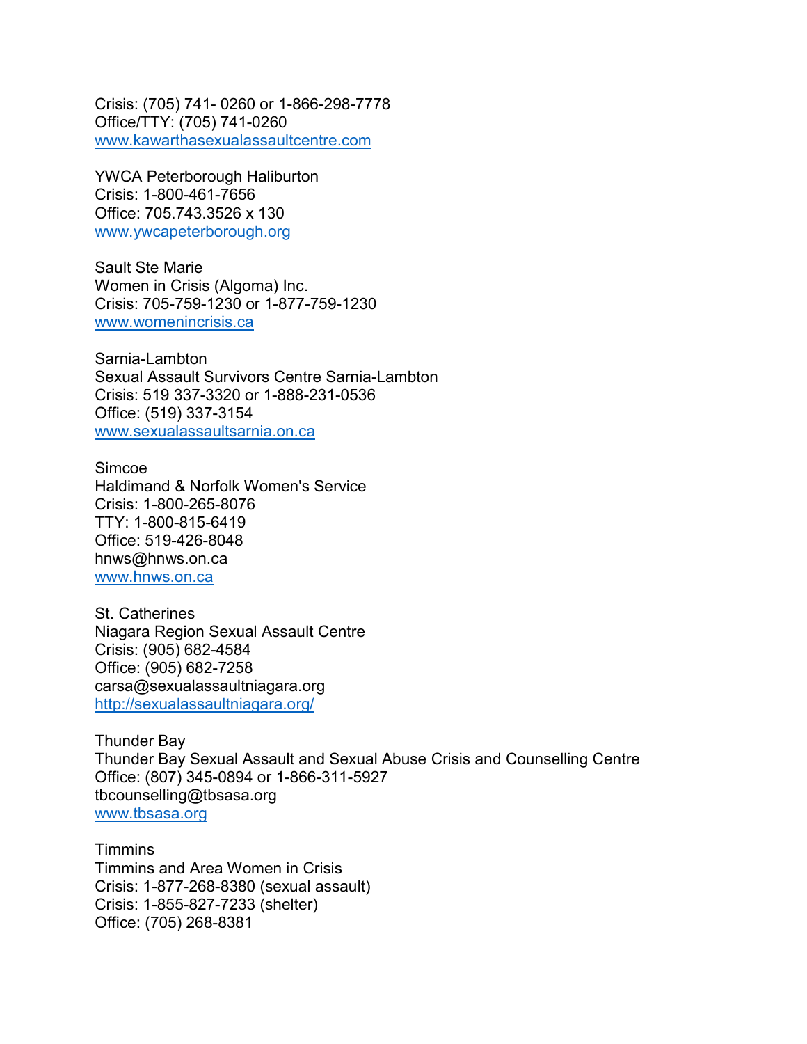Crisis: (705) 741- 0260 or 1-866-298-7778
Office/TTY: (705) 741-0260
[www.kawarthasexualassaultcentre.com](http://www.kawarthasexualassaultcentre.com)

YWCA Peterborough Haliburton
Crisis: 1-800-461-7656
Office: 705.743.3526 x 130
[www.ywcapeterborough.org](http://www.ywcapeterborough.org)

Sault Ste Marie
Women in Crisis (Algoma) Inc.
Crisis: 705-759-1230 or 1-877-759-1230
[www.womenincrisis.ca](http://www.womenincrisis.ca)

Sarnia-Lambton
Sexual Assault Survivors Centre Sarnia-Lambton
Crisis: 519 337-3320 or 1-888-231-0536
Office: (519) 337-3154
[www.sexualassaultsarnia.on.ca](http://www.sexualassaultsarnia.on.ca)

Simcoe
Haldimand & Norfolk Women's Service
Crisis: 1-800-265-8076
TTY: 1-800-815-6419
Office: 519-426-8048
hnws@hnws.on.ca
[www.hnws.on.ca](http://www.hnws.on.ca)

St. Catherines
Niagara Region Sexual Assault Centre
Crisis: (905) 682-4584
Office: (905) 682-7258
carsa@sexualassaultniagara.org
[http://sexualassaultniagara.org/](http://sexualassaultniagara.org/)

Thunder Bay
Thunder Bay Sexual Assault and Sexual Abuse Crisis and Counselling Centre
Office: (807) 345-0894 or 1-866-311-5927
tbcounselling@tbsasa.org
[www.tbsasa.org](http://www.tbsasa.org)

Timmins
Timmins and Area Women in Crisis
Crisis: 1-877-268-8380 (sexual assault)
Crisis: 1-855-827-7233 (shelter)
Office: (705) 268-8381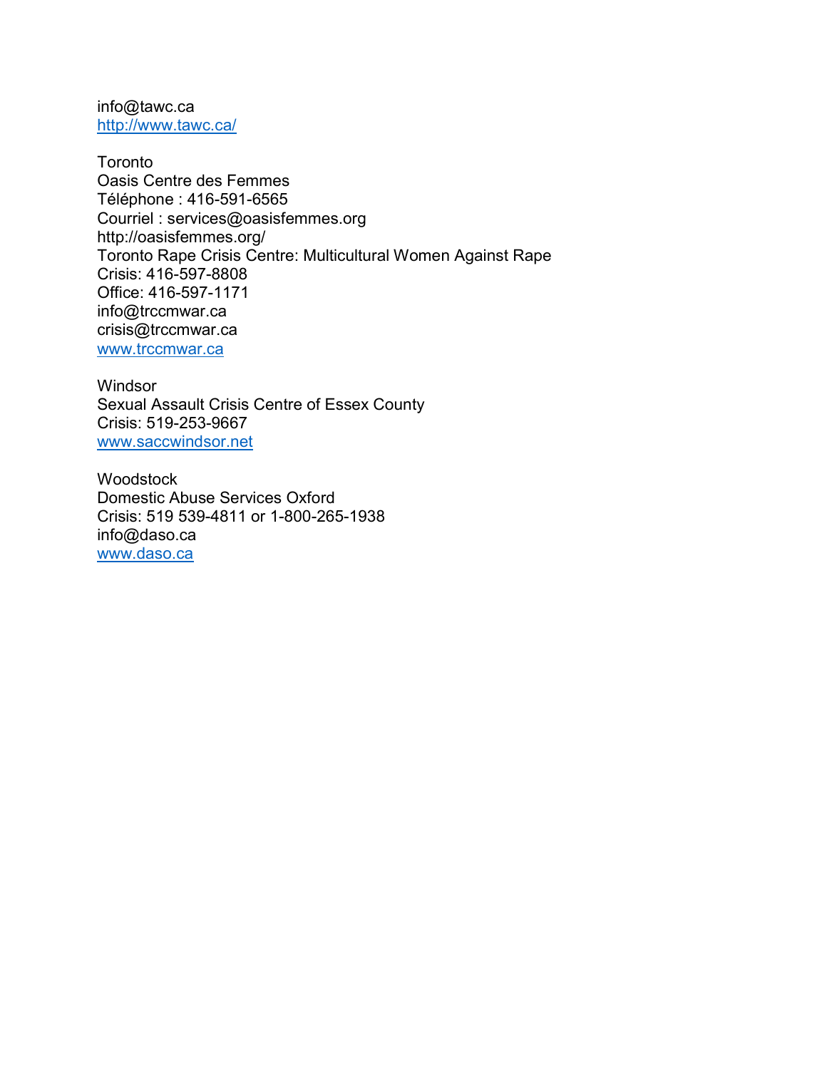info@tawc.ca
http://www.tawc.ca/

Toronto
Oasis Centre des Femmes
Téléphone : 416-591-6565
Courriel : services@oasisfemmes.org
http://oasisfemmes.org/
Toronto Rape Crisis Centre: Multicultural Women Against Rape
Crisis: 416-597-8808
Office: 416-597-1171
info@trccmwar.ca
crisis@trccmwar.ca
www.trccmwar.ca

Windsor
Sexual Assault Crisis Centre of Essex County
Crisis: 519-253-9667
www.saccwindsor.net

Woodstock
Domestic Abuse Services Oxford
Crisis: 519 539-4811 or 1-800-265-1938
info@daso.ca
www.daso.ca